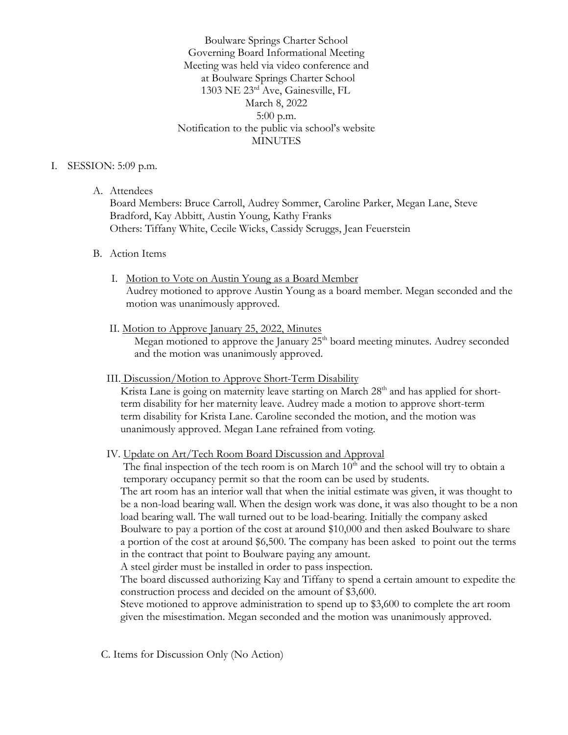Boulware Springs Charter School
Governing Board Informational Meeting
Meeting was held via video conference and
at Boulware Springs Charter School
1303 NE 23rd Ave, Gainesville, FL
March 8, 2022
5:00 p.m.
Notification to the public via school's website
MINUTES

I. SESSION: 5:09 p.m.

A. Attendees
Board Members: Bruce Carroll, Audrey Sommer, Caroline Parker, Megan Lane, Steve Bradford, Kay Abbitt, Austin Young, Kathy Franks
Others: Tiffany White, Cecile Wicks, Cassidy Scruggs, Jean Feuerstein

B. Action Items

I. Motion to Vote on Austin Young as a Board Member
Audrey motioned to approve Austin Young as a board member. Megan seconded and the motion was unanimously approved.

II. Motion to Approve January 25, 2022, Minutes
Megan motioned to approve the January 25th board meeting minutes. Audrey seconded and the motion was unanimously approved.

III. Discussion/Motion to Approve Short-Term Disability
Krista Lane is going on maternity leave starting on March 28th and has applied for short-term disability for her maternity leave. Audrey made a motion to approve short-term term disability for Krista Lane. Caroline seconded the motion, and the motion was unanimously approved. Megan Lane refrained from voting.

IV. Update on Art/Tech Room Board Discussion and Approval
The final inspection of the tech room is on March 10th and the school will try to obtain a temporary occupancy permit so that the room can be used by students.
The art room has an interior wall that when the initial estimate was given, it was thought to be a non-load bearing wall. When the design work was done, it was also thought to be a non load bearing wall. The wall turned out to be load-bearing. Initially the company asked Boulware to pay a portion of the cost at around $10,000 and then asked Boulware to share a portion of the cost at around $6,500. The company has been asked to point out the terms in the contract that point to Boulware paying any amount.
A steel girder must be installed in order to pass inspection.
The board discussed authorizing Kay and Tiffany to spend a certain amount to expedite the construction process and decided on the amount of $3,600.
Steve motioned to approve administration to spend up to $3,600 to complete the art room given the misestimation. Megan seconded and the motion was unanimously approved.

C. Items for Discussion Only (No Action)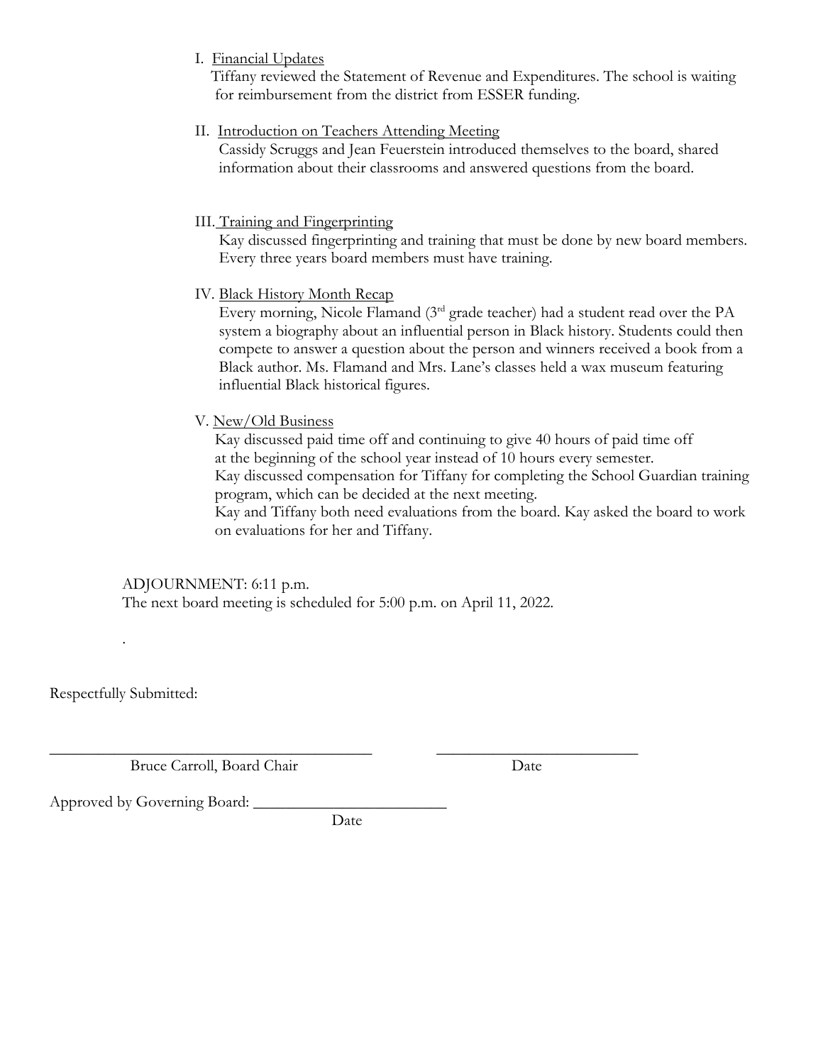I. Financial Updates

Tiffany reviewed the Statement of Revenue and Expenditures. The school is waiting for reimbursement from the district from ESSER funding.

II. Introduction on Teachers Attending Meeting

Cassidy Scruggs and Jean Feuerstein introduced themselves to the board, shared information about their classrooms and answered questions from the board.

III. Training and Fingerprinting

Kay discussed fingerprinting and training that must be done by new board members. Every three years board members must have training.

IV. Black History Month Recap

Every morning, Nicole Flamand (3rd grade teacher) had a student read over the PA system a biography about an influential person in Black history. Students could then compete to answer a question about the person and winners received a book from a Black author. Ms. Flamand and Mrs. Lane's classes held a wax museum featuring influential Black historical figures.

V. New/Old Business

Kay discussed paid time off and continuing to give 40 hours of paid time off at the beginning of the school year instead of 10 hours every semester.

Kay discussed compensation for Tiffany for completing the School Guardian training program, which can be decided at the next meeting.

Kay and Tiffany both need evaluations from the board. Kay asked the board to work on evaluations for her and Tiffany.

ADJOURNMENT: 6:11 p.m.

The next board meeting is scheduled for 5:00 p.m. on April 11, 2022.

.

Respectfully Submitted:

\_\_\_\_\_\_\_\_\_\_\_\_\_\_\_\_\_\_\_\_\_\_\_\_\_\_\_\_\_\_\_\_\_\_\_\_\_\_\_\_ \_\_\_\_\_\_\_\_\_\_\_\_\_\_\_\_\_\_\_\_\_\_\_\_\_\_

Bruce Carroll, Board Chair Date

Approved by Governing Board: \_\_\_\_\_\_\_\_\_\_\_\_\_\_\_\_\_\_\_\_\_\_\_\_

Date